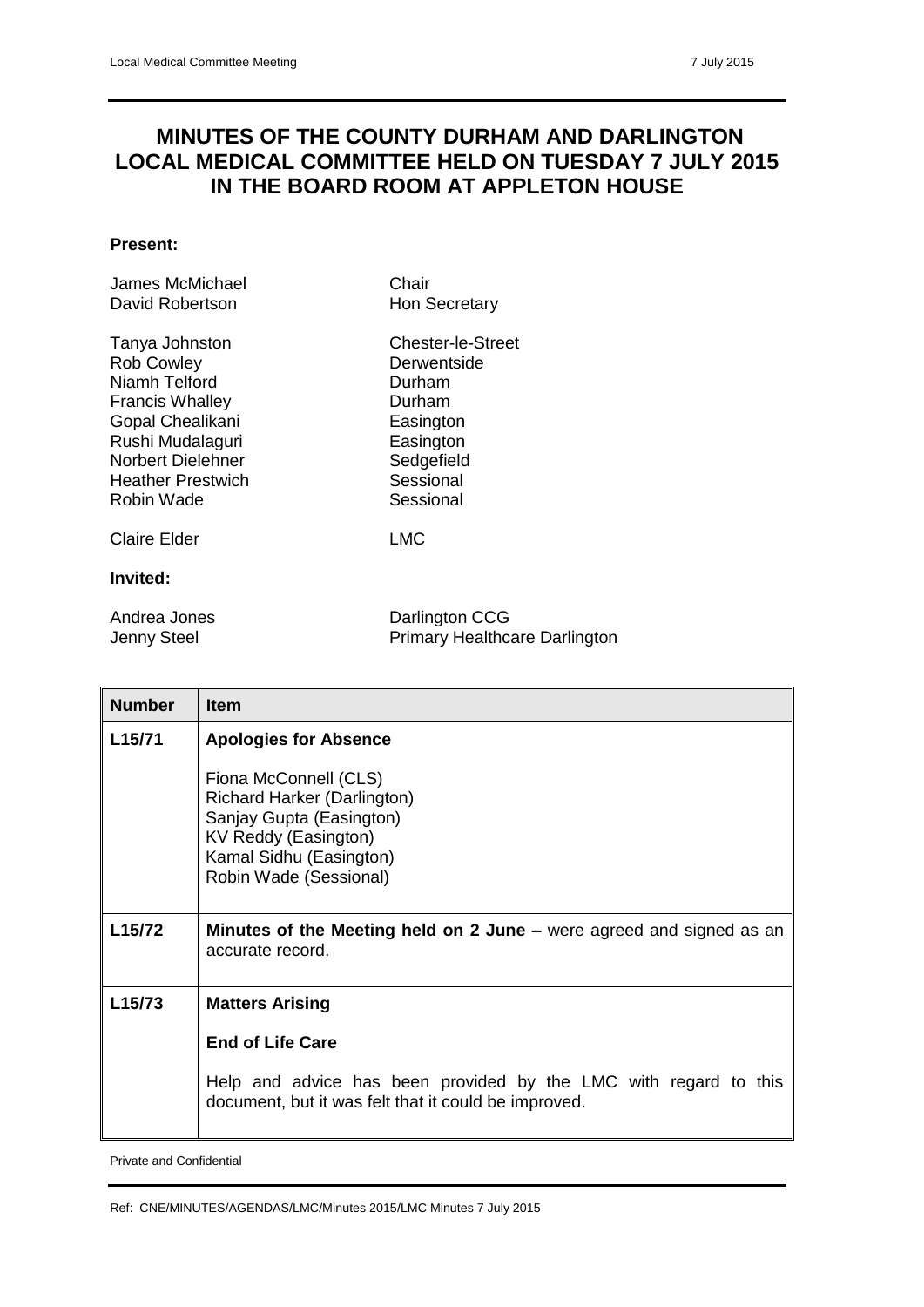# MINUTES OF THE COUNTY DURHAM AND DARLINGTON LOCAL MEDICAL COMMITTEE HELD ON TUESDAY 7 JULY 2015 IN THE BOARD ROOM AT APPLETON HOUSE

**Present:**

| | |
|---|---|
| James McMichael | Chair |
| David Robertson | Hon Secretary |
| Tanya Johnston | Chester-le-Street |
| Rob Cowley | Derwentside |
| Niamh Telford | Durham |
| Francis Whalley | Durham |
| Gopal Chealikani | Easington |
| Rushi Mudalaguri | Easington |
| Norbert Dielehner | Sedgefield |
| Heather Prestwich | Sessional |
| Robin Wade | Sessional |
| Claire Elder | LMC |

**Invited:**

| | |
|---|---|
| Andrea Jones | Darlington CCG |
| Jenny Steel | Primary Healthcare Darlington |

| Number | Item |
|---|---|
| L15/71 | **Apologies for Absence**<br><br>Fiona McConnell (CLS)<br>Richard Harker (Darlington)<br>Sanjay Gupta (Easington)<br>KV Reddy (Easington)<br>Kamal Sidhu (Easington)<br>Robin Wade (Sessional) |
| L15/72 | **Minutes of the Meeting held on 2 June –** were agreed and signed as an accurate record. |
| L15/73 | **Matters Arising**<br><br>**End of Life Care**<br><br>Help and advice has been provided by the LMC with regard to this document, but it was felt that it could be improved. |

Private and Confidential

Ref: CNE/MINUTES/AGENDAS/LMC/Minutes 2015/LMC Minutes 7 July 2015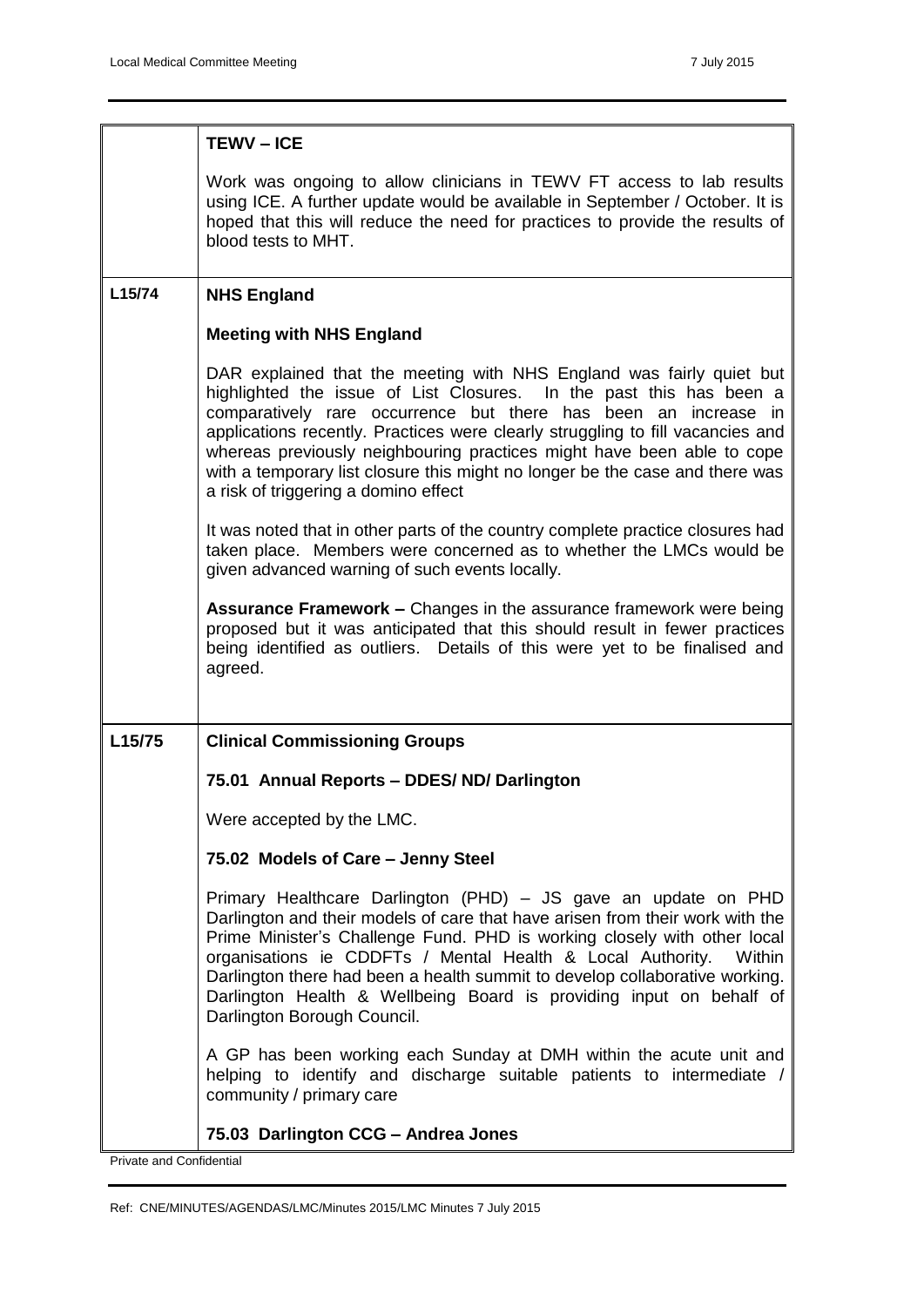| | |
|---|---|
| | **TEWV – ICE**<br><br>Work was ongoing to allow clinicians in TEWV FT access to lab results using ICE. A further update would be available in September / October. It is hoped that this will reduce the need for practices to provide the results of blood tests to MHT. |
| **L15/74** | **NHS England**<br><br>**Meeting with NHS England**<br><br>DAR explained that the meeting with NHS England was fairly quiet but highlighted the issue of List Closures. In the past this has been a comparatively rare occurrence but there has been an increase in applications recently. Practices were clearly struggling to fill vacancies and whereas previously neighbouring practices might have been able to cope with a temporary list closure this might no longer be the case and there was a risk of triggering a domino effect<br><br>It was noted that in other parts of the country complete practice closures had taken place. Members were concerned as to whether the LMCs would be given advanced warning of such events locally.<br><br>**Assurance Framework –** Changes in the assurance framework were being proposed but it was anticipated that this should result in fewer practices being identified as outliers. Details of this were yet to be finalised and agreed. |
| **L15/75** | **Clinical Commissioning Groups**<br><br>**75.01 Annual Reports – DDES/ ND/ Darlington**<br><br>Were accepted by the LMC.<br><br>**75.02 Models of Care – Jenny Steel**<br><br>Primary Healthcare Darlington (PHD) – JS gave an update on PHD Darlington and their models of care that have arisen from their work with the Prime Minister's Challenge Fund. PHD is working closely with other local organisations ie CDDFTs / Mental Health & Local Authority. Within Darlington there had been a health summit to develop collaborative working. Darlington Health & Wellbeing Board is providing input on behalf of Darlington Borough Council.<br><br>A GP has been working each Sunday at DMH within the acute unit and helping to identify and discharge suitable patients to intermediate / community / primary care<br><br>**75.03 Darlington CCG – Andrea Jones** |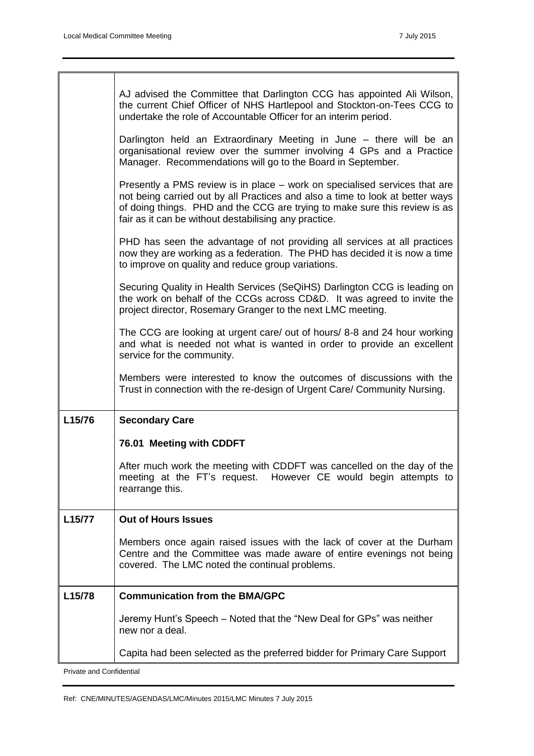| | |
|---|---|
| | AJ advised the Committee that Darlington CCG has appointed Ali Wilson, the current Chief Officer of NHS Hartlepool and Stockton-on-Tees CCG to undertake the role of Accountable Officer for an interim period.<br><br>Darlington held an Extraordinary Meeting in June – there will be an organisational review over the summer involving 4 GPs and a Practice Manager. Recommendations will go to the Board in September.<br><br>Presently a PMS review is in place – work on specialised services that are not being carried out by all Practices and also a time to look at better ways of doing things. PHD and the CCG are trying to make sure this review is as fair as it can be without destabilising any practice.<br><br>PHD has seen the advantage of not providing all services at all practices now they are working as a federation. The PHD has decided it is now a time to improve on quality and reduce group variations.<br><br>Securing Quality in Health Services (SeQiHS) Darlington CCG is leading on the work on behalf of the CCGs across CD&D. It was agreed to invite the project director, Rosemary Granger to the next LMC meeting.<br><br>The CCG are looking at urgent care/ out of hours/ 8-8 and 24 hour working and what is needed not what is wanted in order to provide an excellent service for the community.<br><br>Members were interested to know the outcomes of discussions with the Trust in connection with the re-design of Urgent Care/ Community Nursing. |
| **L15/76** | **Secondary Care**<br><br>**76.01 Meeting with CDDFT**<br><br>After much work the meeting with CDDFT was cancelled on the day of the meeting at the FT's request. However CE would begin attempts to rearrange this. |
| **L15/77** | **Out of Hours Issues**<br><br>Members once again raised issues with the lack of cover at the Durham Centre and the Committee was made aware of entire evenings not being covered. The LMC noted the continual problems. |
| **L15/78** | **Communication from the BMA/GPC**<br><br>Jeremy Hunt's Speech – Noted that the "New Deal for GPs" was neither new nor a deal.<br><br>Capita had been selected as the preferred bidder for Primary Care Support |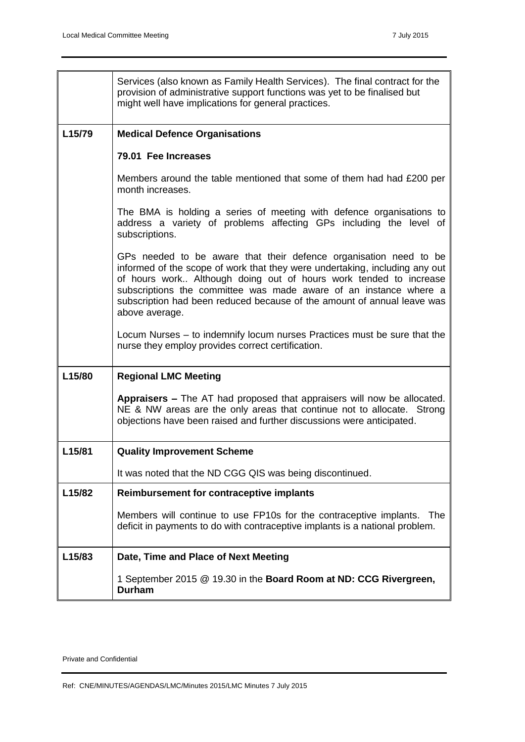| | |
|---|---|
| | Services (also known as Family Health Services). The final contract for the provision of administrative support functions was yet to be finalised but might well have implications for general practices. |
| **L15/79** | **Medical Defence Organisations**<br><br>**79.01 Fee Increases**<br><br>Members around the table mentioned that some of them had had £200 per month increases.<br><br>The BMA is holding a series of meeting with defence organisations to address a variety of problems affecting GPs including the level of subscriptions.<br><br>GPs needed to be aware that their defence organisation need to be informed of the scope of work that they were undertaking, including any out of hours work.. Although doing out of hours work tended to increase subscriptions the committee was made aware of an instance where a subscription had been reduced because of the amount of annual leave was above average.<br><br>Locum Nurses – to indemnify locum nurses Practices must be sure that the nurse they employ provides correct certification. |
| **L15/80** | **Regional LMC Meeting**<br><br>**Appraisers –** The AT had proposed that appraisers will now be allocated. NE & NW areas are the only areas that continue not to allocate. Strong objections have been raised and further discussions were anticipated. |
| **L15/81** | **Quality Improvement Scheme**<br><br>It was noted that the ND CGG QIS was being discontinued. |
| **L15/82** | **Reimbursement for contraceptive implants**<br><br>Members will continue to use FP10s for the contraceptive implants. The deficit in payments to do with contraceptive implants is a national problem. |
| **L15/83** | **Date, Time and Place of Next Meeting**<br><br>1 September 2015 @ 19.30 in the **Board Room at ND: CCG Rivergreen, Durham** |